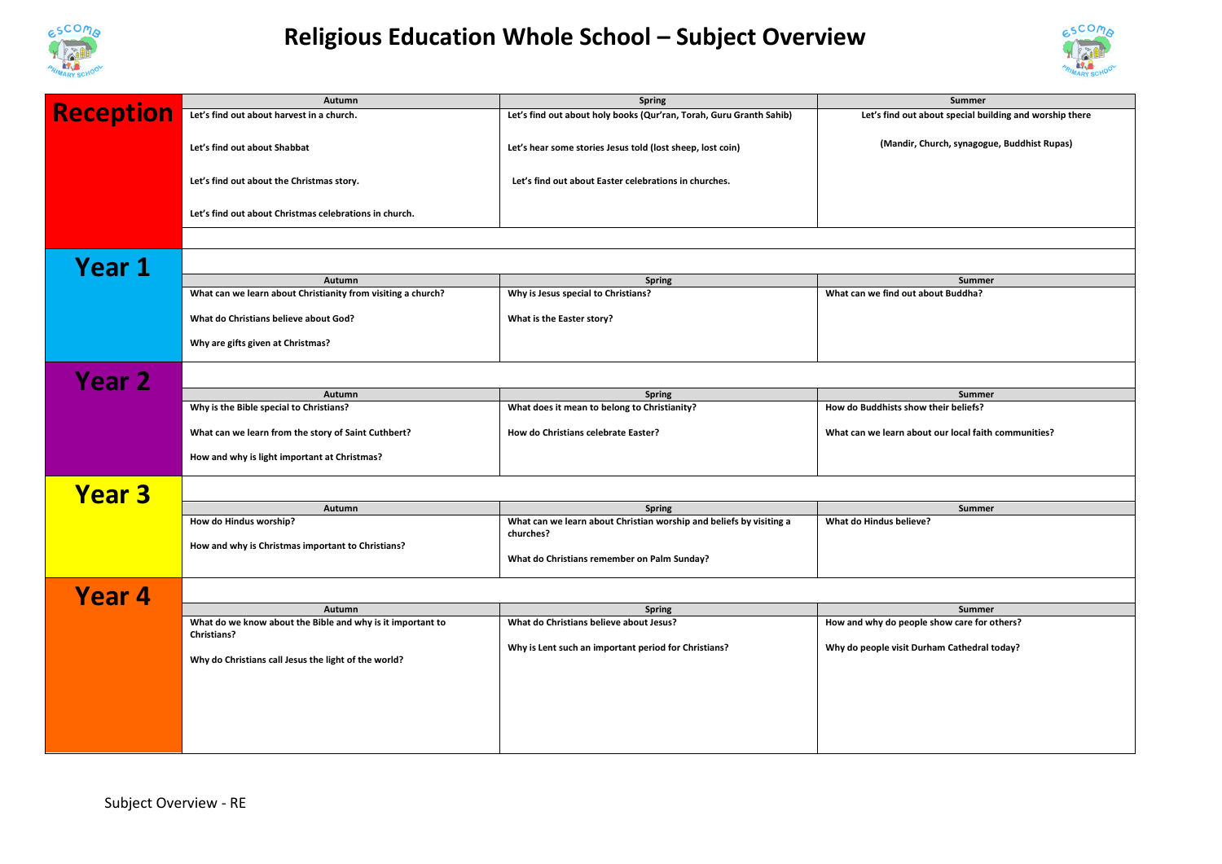# Religious Education Whole School – Subject Overview

| Year | Autumn | Spring | Summer |
|---|---|---|---|
| **Reception** | Let's find out about harvest in a church.<br><br>Let's find out about Shabbat<br><br>Let's find out about the Christmas story.<br><br>Let's find out about Christmas celebrations in church. | Let's find out about holy books (Qur'ran, Torah, Guru Granth Sahib)<br><br>Let's hear some stories Jesus told (lost sheep, lost coin)<br><br>Let's find out about Easter celebrations in churches. | Let's find out about special building and worship there<br><br>(Mandir, Church, synagogue, Buddhist Rupas) |
| **Year 1** | What can we learn about Christianity from visiting a church?<br><br>What do Christians believe about God?<br><br>Why are gifts given at Christmas? | Why is Jesus special to Christians?<br><br>What is the Easter story? | What can we find out about Buddha? |
| **Year 2** | Why is the Bible special to Christians?<br><br>What can we learn from the story of Saint Cuthbert?<br><br>How and why is light important at Christmas? | What does it mean to belong to Christianity?<br><br>How do Christians celebrate Easter? | How do Buddhists show their beliefs?<br><br>What can we learn about our local faith communities? |
| **Year 3** | How do Hindus worship?<br><br>How and why is Christmas important to Christians? | What can we learn about Christian worship and beliefs by visiting a churches?<br><br>What do Christians remember on Palm Sunday? | What do Hindus believe? |
| **Year 4** | What do we know about the Bible and why is it important to Christians?<br><br>Why do Christians call Jesus the light of the world? | What do Christians believe about Jesus?<br><br>Why is Lent such an important period for Christians? | How and why do people show care for others?<br><br>Why do people visit Durham Cathedral today? |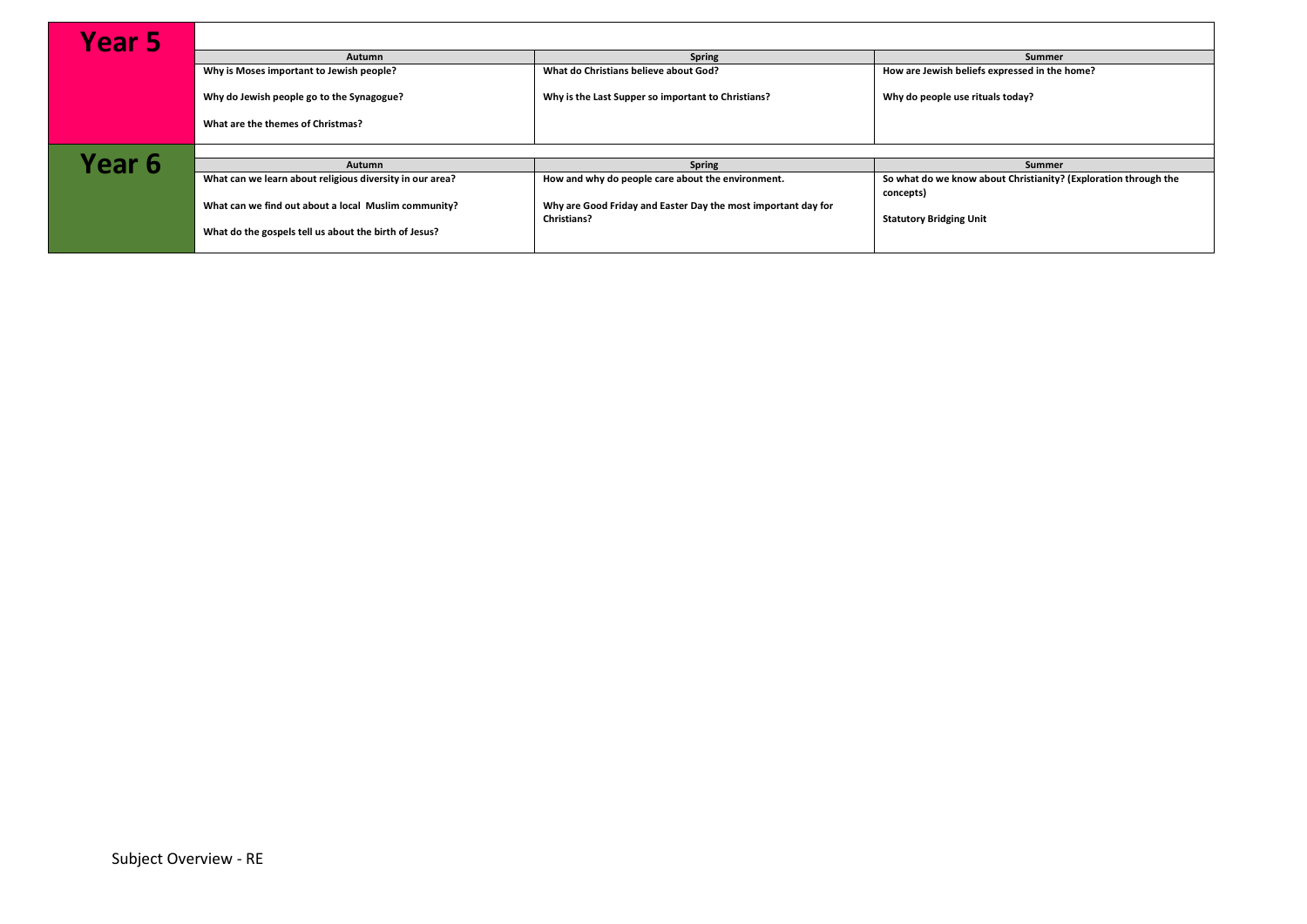## Year 5

| Autumn | Spring | Summer |
| --- | --- | --- |
| Why is Moses important to Jewish people?<br><br>Why do Jewish people go to the Synagogue?<br><br>What are the themes of Christmas? | What do Christians believe about God?<br><br>Why is the Last Supper so important to Christians? | How are Jewish beliefs expressed in the home?<br><br>Why do people use rituals today? |

## Year 6

| Autumn | Spring | Summer |
| --- | --- | --- |
| What can we learn about religious diversity in our area?<br><br>What can we find out about a local Muslim community?<br><br>What do the gospels tell us about the birth of Jesus? | How and why do people care about the environment.<br><br>Why are Good Friday and Easter Day the most important day for Christians? | So what do we know about Christianity? (Exploration through the concepts)<br><br>Statutory Bridging Unit |

Subject Overview - RE